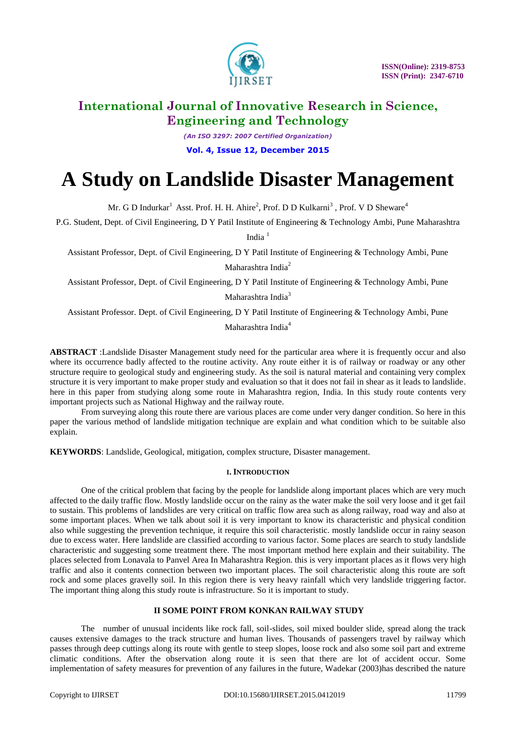# A Study on Landslide Disaster Management

Mr. G D Indurkar[1] Asst. Prof. H. H. Ahire[2], Prof. D D Kulkarni[3] , Prof. V D Sheware[4]

P.G. Student, Dept. of Civil Engineering, D Y Patil Institute of Engineering & Technology Ambi, Pune Maharashtra India [1]

Assistant Professor, Dept. of Civil Engineering, D Y Patil Institute of Engineering & Technology Ambi, Pune Maharashtra India[2]

Assistant Professor, Dept. of Civil Engineering, D Y Patil Institute of Engineering & Technology Ambi, Pune Maharashtra India[3]

Assistant Professor. Dept. of Civil Engineering, D Y Patil Institute of Engineering & Technology Ambi, Pune Maharashtra India[4]

**ABSTRACT** :Landslide Disaster Management study need for the particular area where it is frequently occur and also where its occurrence badly affected to the routine activity. Any route either it is of railway or roadway or any other structure require to geological study and engineering study. As the soil is natural material and containing very complex structure it is very important to make proper study and evaluation so that it does not fail in shear as it leads to landslide. here in this paper from studying along some route in Maharashtra region, India. In this study route contents very important projects such as National Highway and the railway route.

From surveying along this route there are various places are come under very danger condition. So here in this paper the various method of landslide mitigation technique are explain and what condition which to be suitable also explain.

**KEYWORDS**: Landslide, Geological, mitigation, complex structure, Disaster management.

## I. INTRODUCTION

One of the critical problem that facing by the people for landslide along important places which are very much affected to the daily traffic flow. Mostly landslide occur on the rainy as the water make the soil very loose and it get fail to sustain. This problems of landslides are very critical on traffic flow area such as along railway, road way and also at some important places. When we talk about soil it is very important to know its characteristic and physical condition also while suggesting the prevention technique, it require this soil characteristic. mostly landslide occur in rainy season due to excess water. Here landslide are classified according to various factor. Some places are search to study landslide characteristic and suggesting some treatment there. The most important method here explain and their suitability. The places selected from Lonavala to Panvel Area In Maharashtra Region. this is very important places as it flows very high traffic and also it contents connection between two important places. The soil characteristic along this route are soft rock and some places gravelly soil. In this region there is very heavy rainfall which very landslide triggering factor. The important thing along this study route is infrastructure. So it is important to study.

## II SOME POINT FROM KONKAN RAILWAY STUDY

The number of unusual incidents like rock fall, soil-slides, soil mixed boulder slide, spread along the track causes extensive damages to the track structure and human lives. Thousands of passengers travel by railway which passes through deep cuttings along its route with gentle to steep slopes, loose rock and also some soil part and extreme climatic conditions. After the observation along route it is seen that there are lot of accident occur. Some implementation of safety measures for prevention of any failures in the future, Wadekar (2003)has described the nature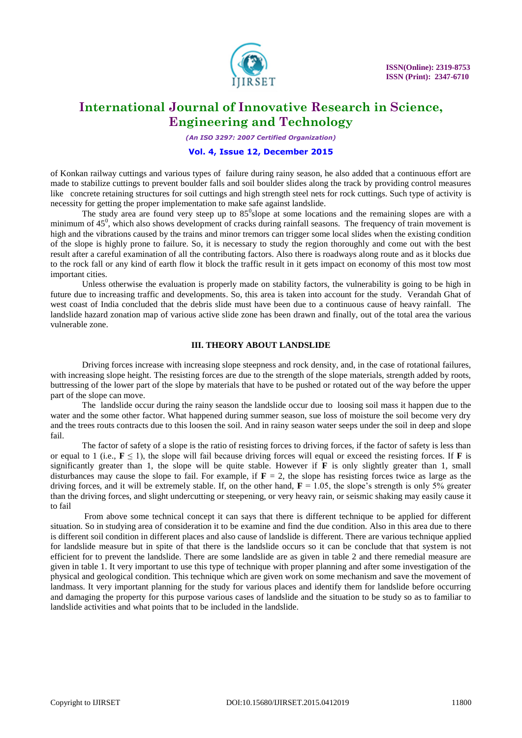of Konkan railway cuttings and various types of failure during rainy season, he also added that a continuous effort are made to stabilize cuttings to prevent boulder falls and soil boulder slides along the track by providing control measures like concrete retaining structures for soil cuttings and high strength steel nets for rock cuttings. Such type of activity is necessity for getting the proper implementation to make safe against landslide.

The study area are found very steep up to $85^0$slope at some locations and the remaining slopes are with a minimum of $45^0$, which also shows development of cracks during rainfall seasons. The frequency of train movement is high and the vibrations caused by the trains and minor tremors can trigger some local slides when the existing condition of the slope is highly prone to failure. So, it is necessary to study the region thoroughly and come out with the best result after a careful examination of all the contributing factors. Also there is roadways along route and as it blocks due to the rock fall or any kind of earth flow it block the traffic result in it gets impact on economy of this most tow most important cities.

Unless otherwise the evaluation is properly made on stability factors, the vulnerability is going to be high in future due to increasing traffic and developments. So, this area is taken into account for the study. Verandah Ghat of west coast of India concluded that the debris slide must have been due to a continuous cause of heavy rainfall. The landslide hazard zonation map of various active slide zone has been drawn and finally, out of the total area the various vulnerable zone.

## III. THEORY ABOUT LANDSLIDE

Driving forces increase with increasing slope steepness and rock density, and, in the case of rotational failures, with increasing slope height. The resisting forces are due to the strength of the slope materials, strength added by roots, buttressing of the lower part of the slope by materials that have to be pushed or rotated out of the way before the upper part of the slope can move.

The landslide occur during the rainy season the landslide occur due to loosing soil mass it happen due to the water and the some other factor. What happened during summer season, sue loss of moisture the soil become very dry and the trees routs contracts due to this loosen the soil. And in rainy season water seeps under the soil in deep and slope fail.

The factor of safety of a slope is the ratio of resisting forces to driving forces, if the factor of safety is less than or equal to 1 (i.e., $\mathbf{F} \leq 1$), the slope will fail because driving forces will equal or exceed the resisting forces. If **F** is significantly greater than 1, the slope will be quite stable. However if **F** is only slightly greater than 1, small disturbances may cause the slope to fail. For example, if $\mathbf{F} = 2$, the slope has resisting forces twice as large as the driving forces, and it will be extremely stable. If, on the other hand, $\mathbf{F} = 1.05$, the slope's strength is only 5% greater than the driving forces, and slight undercutting or steepening, or very heavy rain, or seismic shaking may easily cause it to fail

From above some technical concept it can says that there is different technique to be applied for different situation. So in studying area of consideration it to be examine and find the due condition. Also in this area due to there is different soil condition in different places and also cause of landslide is different. There are various technique applied for landslide measure but in spite of that there is the landslide occurs so it can be conclude that that system is not efficient for to prevent the landslide. There are some landslide are as given in table 2 and there remedial measure are given in table 1. It very important to use this type of technique with proper planning and after some investigation of the physical and geological condition. This technique which are given work on some mechanism and save the movement of landmass. It very important planning for the study for various places and identify them for landslide before occurring and damaging the property for this purpose various cases of landslide and the situation to be study so as to familiar to landslide activities and what points that to be included in the landslide.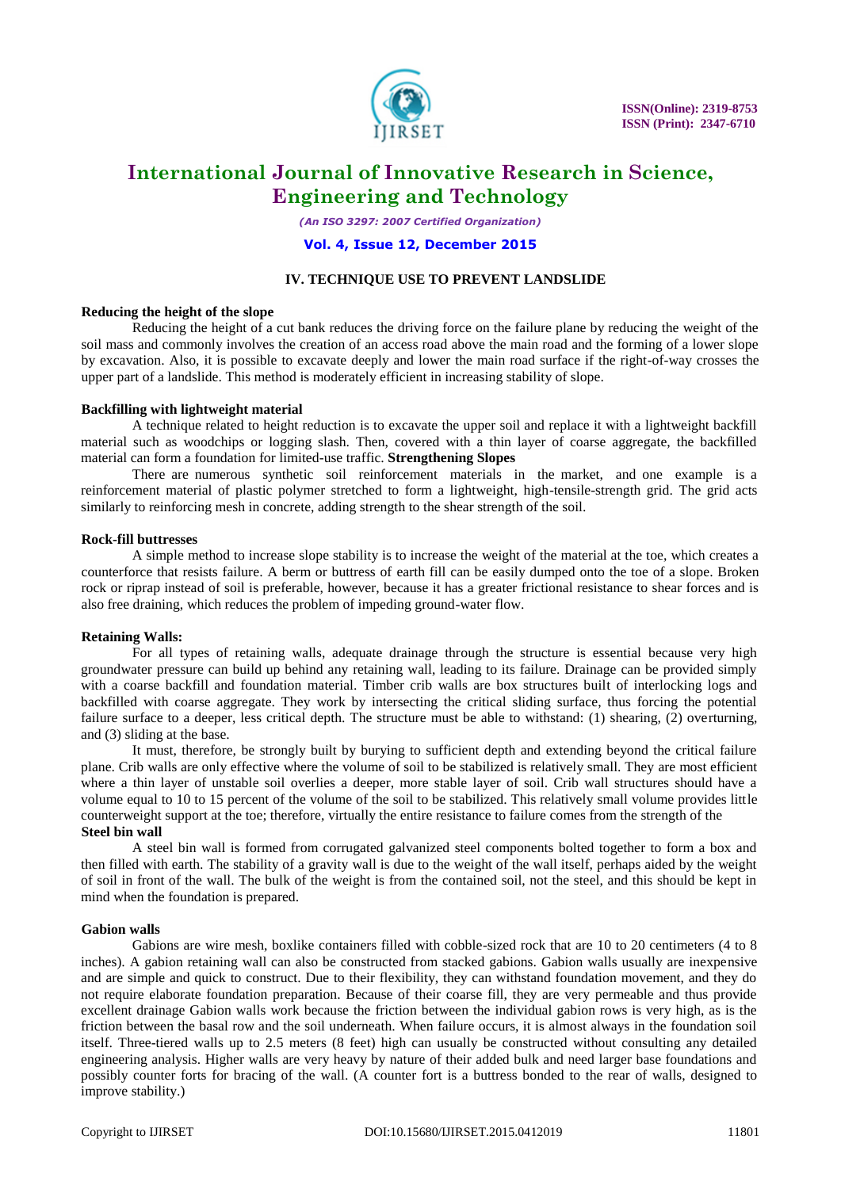## IV. TECHNIQUE USE TO PREVENT LANDSLIDE

**Reducing the height of the slope**

Reducing the height of a cut bank reduces the driving force on the failure plane by reducing the weight of the soil mass and commonly involves the creation of an access road above the main road and the forming of a lower slope by excavation. Also, it is possible to excavate deeply and lower the main road surface if the right-of-way crosses the upper part of a landslide. This method is moderately efficient in increasing stability of slope.

**Backfilling with lightweight material**

A technique related to height reduction is to excavate the upper soil and replace it with a lightweight backfill material such as woodchips or logging slash. Then, covered with a thin layer of coarse aggregate, the backfilled material can form a foundation for limited-use traffic. **Strengthening Slopes**

There are numerous synthetic soil reinforcement materials in the market, and one example is a reinforcement material of plastic polymer stretched to form a lightweight, high-tensile-strength grid. The grid acts similarly to reinforcing mesh in concrete, adding strength to the shear strength of the soil.

**Rock-fill buttresses**

A simple method to increase slope stability is to increase the weight of the material at the toe, which creates a counterforce that resists failure. A berm or buttress of earth fill can be easily dumped onto the toe of a slope. Broken rock or riprap instead of soil is preferable, however, because it has a greater frictional resistance to shear forces and is also free draining, which reduces the problem of impeding ground-water flow.

**Retaining Walls:**

For all types of retaining walls, adequate drainage through the structure is essential because very high groundwater pressure can build up behind any retaining wall, leading to its failure. Drainage can be provided simply with a coarse backfill and foundation material. Timber crib walls are box structures built of interlocking logs and backfilled with coarse aggregate. They work by intersecting the critical sliding surface, thus forcing the potential failure surface to a deeper, less critical depth. The structure must be able to withstand: (1) shearing, (2) overturning, and (3) sliding at the base.

It must, therefore, be strongly built by burying to sufficient depth and extending beyond the critical failure plane. Crib walls are only effective where the volume of soil to be stabilized is relatively small. They are most efficient where a thin layer of unstable soil overlies a deeper, more stable layer of soil. Crib wall structures should have a volume equal to 10 to 15 percent of the volume of the soil to be stabilized. This relatively small volume provides little counterweight support at the toe; therefore, virtually the entire resistance to failure comes from the strength of the

**Steel bin wall**

A steel bin wall is formed from corrugated galvanized steel components bolted together to form a box and then filled with earth. The stability of a gravity wall is due to the weight of the wall itself, perhaps aided by the weight of soil in front of the wall. The bulk of the weight is from the contained soil, not the steel, and this should be kept in mind when the foundation is prepared.

**Gabion walls**

Gabions are wire mesh, boxlike containers filled with cobble-sized rock that are 10 to 20 centimeters (4 to 8 inches). A gabion retaining wall can also be constructed from stacked gabions. Gabion walls usually are inexpensive and are simple and quick to construct. Due to their flexibility, they can withstand foundation movement, and they do not require elaborate foundation preparation. Because of their coarse fill, they are very permeable and thus provide excellent drainage Gabion walls work because the friction between the individual gabion rows is very high, as is the friction between the basal row and the soil underneath. When failure occurs, it is almost always in the foundation soil itself. Three-tiered walls up to 2.5 meters (8 feet) high can usually be constructed without consulting any detailed engineering analysis. Higher walls are very heavy by nature of their added bulk and need larger base foundations and possibly counter forts for bracing of the wall. (A counter fort is a buttress bonded to the rear of walls, designed to improve stability.)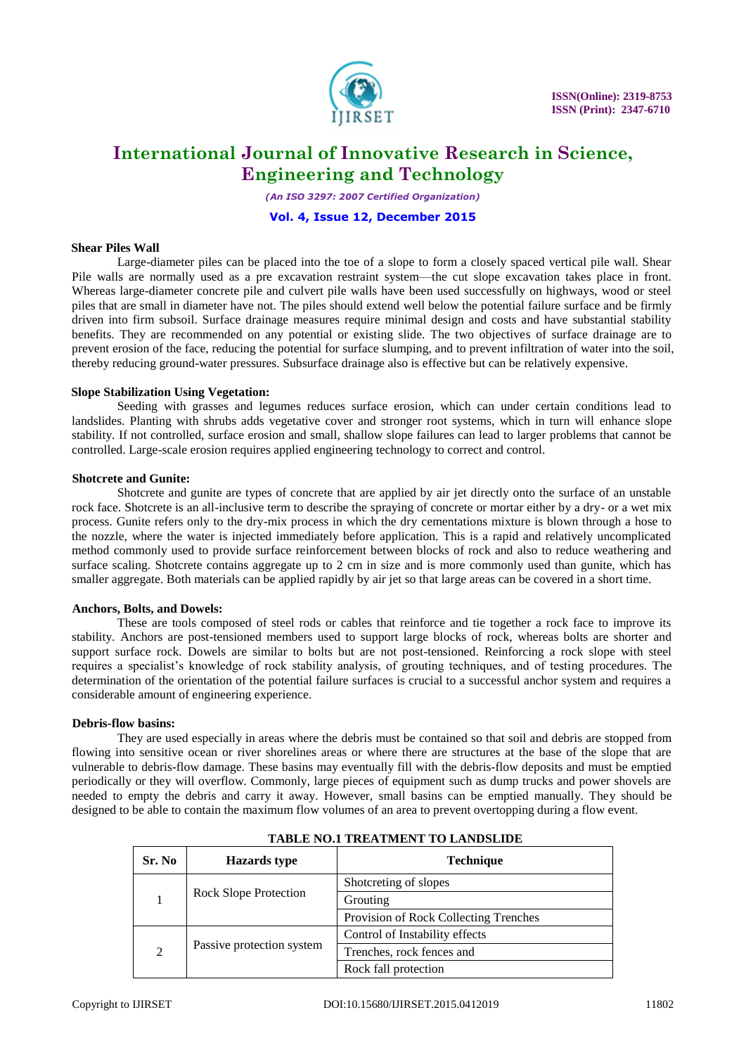### Shear Piles Wall

Large-diameter piles can be placed into the toe of a slope to form a closely spaced vertical pile wall. Shear Pile walls are normally used as a pre excavation restraint system—the cut slope excavation takes place in front. Whereas large-diameter concrete pile and culvert pile walls have been used successfully on highways, wood or steel piles that are small in diameter have not. The piles should extend well below the potential failure surface and be firmly driven into firm subsoil. Surface drainage measures require minimal design and costs and have substantial stability benefits. They are recommended on any potential or existing slide. The two objectives of surface drainage are to prevent erosion of the face, reducing the potential for surface slumping, and to prevent infiltration of water into the soil, thereby reducing ground-water pressures. Subsurface drainage also is effective but can be relatively expensive.

### Slope Stabilization Using Vegetation:

Seeding with grasses and legumes reduces surface erosion, which can under certain conditions lead to landslides. Planting with shrubs adds vegetative cover and stronger root systems, which in turn will enhance slope stability. If not controlled, surface erosion and small, shallow slope failures can lead to larger problems that cannot be controlled. Large-scale erosion requires applied engineering technology to correct and control.

### Shotcrete and Gunite:

Shotcrete and gunite are types of concrete that are applied by air jet directly onto the surface of an unstable rock face. Shotcrete is an all-inclusive term to describe the spraying of concrete or mortar either by a dry- or a wet mix process. Gunite refers only to the dry-mix process in which the dry cementations mixture is blown through a hose to the nozzle, where the water is injected immediately before application. This is a rapid and relatively uncomplicated method commonly used to provide surface reinforcement between blocks of rock and also to reduce weathering and surface scaling. Shotcrete contains aggregate up to 2 cm in size and is more commonly used than gunite, which has smaller aggregate. Both materials can be applied rapidly by air jet so that large areas can be covered in a short time.

### Anchors, Bolts, and Dowels:

These are tools composed of steel rods or cables that reinforce and tie together a rock face to improve its stability. Anchors are post-tensioned members used to support large blocks of rock, whereas bolts are shorter and support surface rock. Dowels are similar to bolts but are not post-tensioned. Reinforcing a rock slope with steel requires a specialist's knowledge of rock stability analysis, of grouting techniques, and of testing procedures. The determination of the orientation of the potential failure surfaces is crucial to a successful anchor system and requires a considerable amount of engineering experience.

### Debris-flow basins:

They are used especially in areas where the debris must be contained so that soil and debris are stopped from flowing into sensitive ocean or river shorelines areas or where there are structures at the base of the slope that are vulnerable to debris-flow damage. These basins may eventually fill with the debris-flow deposits and must be emptied periodically or they will overflow. Commonly, large pieces of equipment such as dump trucks and power shovels are needed to empty the debris and carry it away. However, small basins can be emptied manually. They should be designed to be able to contain the maximum flow volumes of an area to prevent overtopping during a flow event.

**TABLE NO.1 TREATMENT TO LANDSLIDE**

| Sr. No | Hazards type | Technique |
|---|---|---|
| 1 | Rock Slope Protection | Shotcreting of slopes |
| | | Grouting |
| | | Provision of Rock Collecting Trenches |
| 2 | Passive protection system | Control of Instability effects |
| | | Trenches, rock fences and |
| | | Rock fall protection |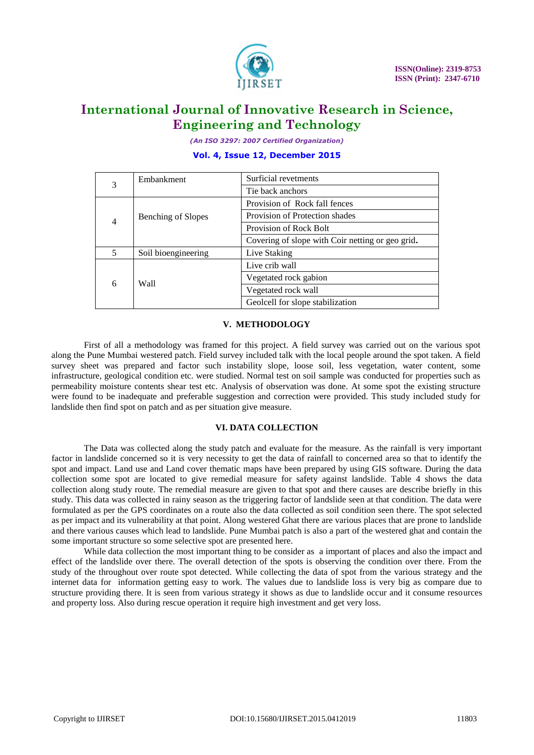| | | |
|---|---|---|
| 3 | Embankment | Surficial revetments |
| | | Tie back anchors |
| 4 | Benching of Slopes | Provision of Rock fall fences |
| | | Provision of Protection shades |
| | | Provision of Rock Bolt |
| | | Covering of slope with Coir netting or geo grid. |
| 5 | Soil bioengineering | Live Staking |
| 6 | Wall | Live crib wall |
| | | Vegetated rock gabion |
| | | Vegetated rock wall |
| | | Geolcell for slope stabilization |

## V. METHODOLOGY

First of all a methodology was framed for this project. A field survey was carried out on the various spot along the Pune Mumbai westered patch. Field survey included talk with the local people around the spot taken. A field survey sheet was prepared and factor such instability slope, loose soil, less vegetation, water content, some infrastructure, geological condition etc. were studied. Normal test on soil sample was conducted for properties such as permeability moisture contents shear test etc. Analysis of observation was done. At some spot the existing structure were found to be inadequate and preferable suggestion and correction were provided. This study included study for landslide then find spot on patch and as per situation give measure.

## VI. DATA COLLECTION

The Data was collected along the study patch and evaluate for the measure. As the rainfall is very important factor in landslide concerned so it is very necessity to get the data of rainfall to concerned area so that to identify the spot and impact. Land use and Land cover thematic maps have been prepared by using GIS software. During the data collection some spot are located to give remedial measure for safety against landslide. Table 4 shows the data collection along study route. The remedial measure are given to that spot and there causes are describe briefly in this study. This data was collected in rainy season as the triggering factor of landslide seen at that condition. The data were formulated as per the GPS coordinates on a route also the data collected as soil condition seen there. The spot selected as per impact and its vulnerability at that point. Along westered Ghat there are various places that are prone to landslide and there various causes which lead to landslide. Pune Mumbai patch is also a part of the westered ghat and contain the some important structure so some selective spot are presented here.

While data collection the most important thing to be consider as a important of places and also the impact and effect of the landslide over there. The overall detection of the spots is observing the condition over there. From the study of the throughout over route spot detected. While collecting the data of spot from the various strategy and the internet data for information getting easy to work. The values due to landslide loss is very big as compare due to structure providing there. It is seen from various strategy it shows as due to landslide occur and it consume resources and property loss. Also during rescue operation it require high investment and get very loss.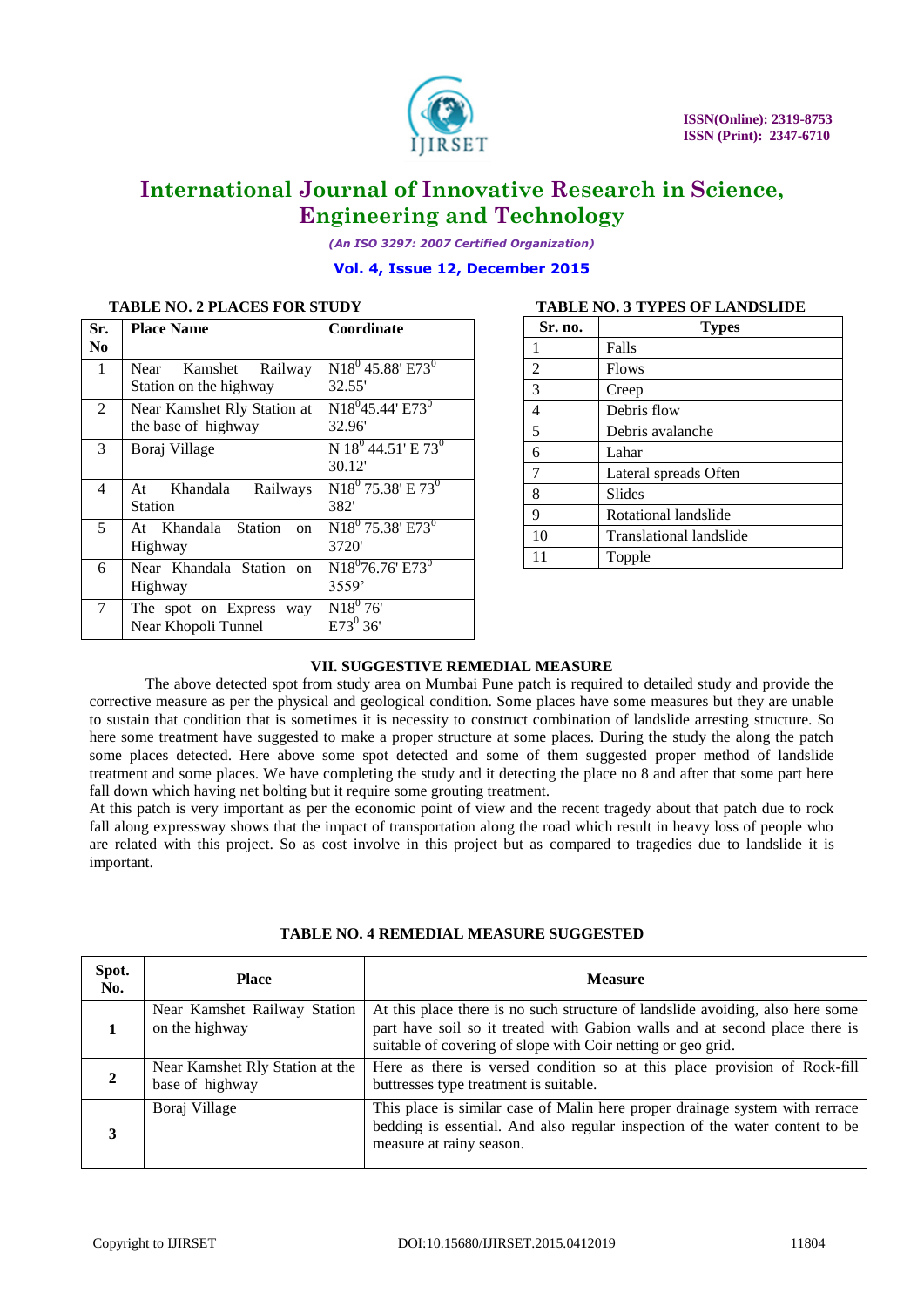**TABLE NO. 2 PLACES FOR STUDY**

| Sr. No | Place Name | Coordinate |
|---|---|---|
| 1 | Near Kamshet Railway Station on the highway | $N18^0$ 45.88' $E73^0$ 32.55' |
| 2 | Near Kamshet Rly Station at the base of highway | $N18^0$45.44' $E73^0$ 32.96' |
| 3 | Boraj Village | N $18^0$ 44.51' E $73^0$ 30.12' |
| 4 | At Khandala Railways Station | $N18^0$ 75.38' E $73^0$ 382' |
| 5 | At Khandala Station on Highway | $N18^0$ 75.38' $E73^0$ 3720' |
| 6 | Near Khandala Station on Highway | $N18^0$76.76' $E73^0$ 3559' |
| 7 | The spot on Express way Near Khopoli Tunnel | $N18^0$ 76' $E73^0$ 36' |

**TABLE NO. 3 TYPES OF LANDSLIDE**

| Sr. no. | Types |
|---|---|
| 1 | Falls |
| 2 | Flows |
| 3 | Creep |
| 4 | Debris flow |
| 5 | Debris avalanche |
| 6 | Lahar |
| 7 | Lateral spreads Often |
| 8 | Slides |
| 9 | Rotational landslide |
| 10 | Translational landslide |
| 11 | Topple |

## VII. SUGGESTIVE REMEDIAL MEASURE

The above detected spot from study area on Mumbai Pune patch is required to detailed study and provide the corrective measure as per the physical and geological condition. Some places have some measures but they are unable to sustain that condition that is sometimes it is necessity to construct combination of landslide arresting structure. So here some treatment have suggested to make a proper structure at some places. During the study the along the patch some places detected. Here above some spot detected and some of them suggested proper method of landslide treatment and some places. We have completing the study and it detecting the place no 8 and after that some part here fall down which having net bolting but it require some grouting treatment.

At this patch is very important as per the economic point of view and the recent tragedy about that patch due to rock fall along expressway shows that the impact of transportation along the road which result in heavy loss of people who are related with this project. So as cost involve in this project but as compared to tragedies due to landslide it is important.

**TABLE NO. 4 REMEDIAL MEASURE SUGGESTED**

| Spot. No. | Place | Measure |
|---|---|---|
| **1** | Near Kamshet Railway Station on the highway | At this place there is no such structure of landslide avoiding, also here some part have soil so it treated with Gabion walls and at second place there is suitable of covering of slope with Coir netting or geo grid. |
| **2** | Near Kamshet Rly Station at the base of highway | Here as there is versed condition so at this place provision of Rock-fill buttresses type treatment is suitable. |
| **3** | Boraj Village | This place is similar case of Malin here proper drainage system with rerrace bedding is essential. And also regular inspection of the water content to be measure at rainy season. |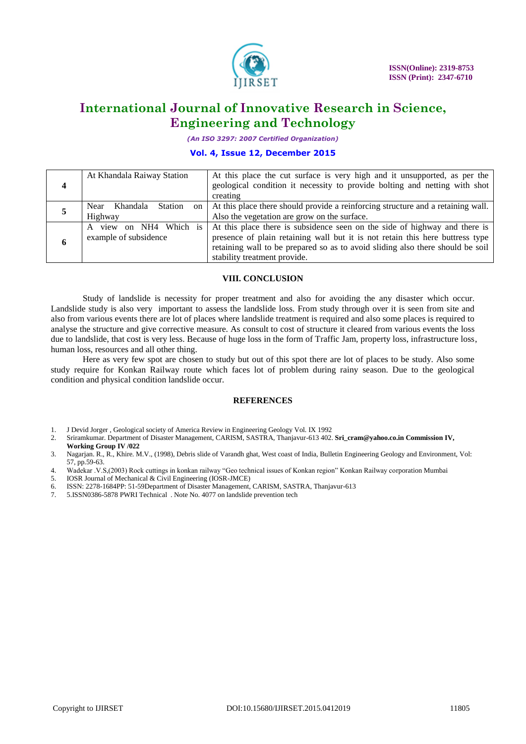| | | |
|---|---|---|
| **4** | At Khandala Raiway Station | At this place the cut surface is very high and it unsupported, as per the geological condition it necessity to provide bolting and netting with shot creating |
| **5** | Near Khandala Station on Highway | At this place there should provide a reinforcing structure and a retaining wall. Also the vegetation are grow on the surface. |
| **6** | A view on NH4 Which is example of subsidence | At this place there is subsidence seen on the side of highway and there is presence of plain retaining wall but it is not retain this here buttress type retaining wall to be prepared so as to avoid sliding also there should be soil stability treatment provide. |

## VIII. CONCLUSION

Study of landslide is necessity for proper treatment and also for avoiding the any disaster which occur. Landslide study is also very important to assess the landslide loss. From study through over it is seen from site and also from various events there are lot of places where landslide treatment is required and also some places is required to analyse the structure and give corrective measure. As consult to cost of structure it cleared from various events the loss due to landslide, that cost is very less. Because of huge loss in the form of Traffic Jam, property loss, infrastructure loss, human loss, resources and all other thing.

Here as very few spot are chosen to study but out of this spot there are lot of places to be study. Also some study require for Konkan Railway route which faces lot of problem during rainy season. Due to the geological condition and physical condition landslide occur.

## REFERENCES

1. J Devid Jorger , Geological society of America Review in Engineering Geology Vol. IX 1992
2. Sriramkumar. Department of Disaster Management, CARISM, SASTRA, Thanjavur-613 402. **Sri_cram@yahoo.co.in Commission IV, Working Group IV /022**
3. Nagarjan. R., R., Khire. M.V., (1998), Debris slide of Varandh ghat, West coast of India, Bulletin Engineering Geology and Environment, Vol: 57, pp.59-63.
4. Wadekar .V.S,(2003) Rock cuttings in konkan railway "Geo technical issues of Konkan region" Konkan Railway corporation Mumbai
5. IOSR Journal of Mechanical & Civil Engineering (IOSR-JMCE)
6. ISSN: 2278-1684PP: 51-59Department of Disaster Management, CARISM, SASTRA, Thanjavur-613
7. 5.ISSN0386-5878 PWRI Technical . Note No. 4077 on landslide prevention tech